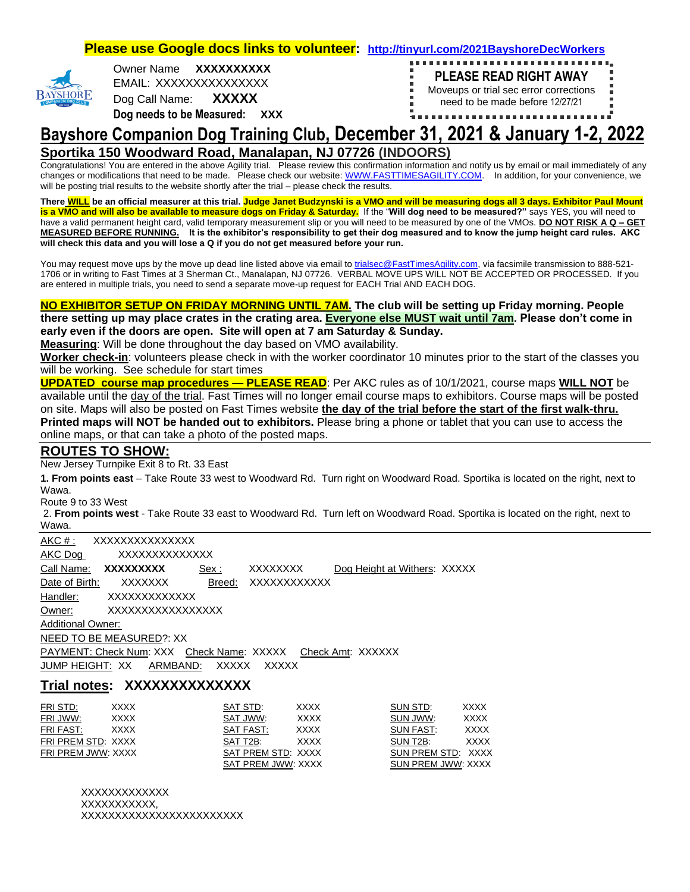**Please use Google docs links to volunteer: http://tinyurl.com/2021BayshoreDecWorkers**

Owner Name **XXXXXXXXXX**
EMAIL: XXXXXXXXXXXXXXX
Dog Call Name: **XXXXX**
**Dog needs to be Measured: XXX**

**PLEASE READ RIGHT AWAY**
Moveups or trial sec error corrections need to be made before 12/27/21

# Bayshore Companion Dog Training Club, December 31, 2021 & January 1-2, 2022

## Sportika 150 Woodward Road, Manalapan, NJ 07726 (INDOORS)

Congratulations! You are entered in the above Agility trial. Please review this confirmation information and notify us by email or mail immediately of any changes or modifications that need to be made. Please check our website: WWW.FASTTIMESAGILITY.COM. In addition, for your convenience, we will be posting trial results to the website shortly after the trial – please check the results.

**There WILL be an official measurer at this trial. Judge Janet Budzynski is a VMO and will be measuring dogs all 3 days. Exhibitor Paul Mount is a VMO and will also be available to measure dogs on Friday & Saturday.** If the "**Will dog need to be measured?"** says YES, you will need to have a valid permanent height card, valid temporary measurement slip or you will need to be measured by one of the VMOs. **DO NOT RISK A Q – GET MEASURED BEFORE RUNNING. It is the exhibitor's responsibility to get their dog measured and to know the jump height card rules. AKC will check this data and you will lose a Q if you do not get measured before your run.**

You may request move ups by the move up dead line listed above via email to trialsec@FastTimesAgility.com, via facsimile transmission to 888-521-1706 or in writing to Fast Times at 3 Sherman Ct., Manalapan, NJ 07726. VERBAL MOVE UPS WILL NOT BE ACCEPTED OR PROCESSED. If you are entered in multiple trials, you need to send a separate move-up request for EACH Trial AND EACH DOG.

**NO EXHIBITOR SETUP ON FRIDAY MORNING UNTIL 7AM. The club will be setting up Friday morning. People there setting up may place crates in the crating area. Everyone else MUST wait until 7am. Please don't come in early even if the doors are open. Site will open at 7 am Saturday & Sunday.**

**Measuring**: Will be done throughout the day based on VMO availability.

**Worker check-in**: volunteers please check in with the worker coordinator 10 minutes prior to the start of the classes you will be working. See schedule for start times

**UPDATED course map procedures — PLEASE READ**: Per AKC rules as of 10/1/2021, course maps **WILL NOT** be available until the day of the trial. Fast Times will no longer email course maps to exhibitors. Course maps will be posted on site. Maps will also be posted on Fast Times website **the day of the trial before the start of the first walk-thru.** **Printed maps will NOT be handed out to exhibitors.** Please bring a phone or tablet that you can use to access the online maps, or that can take a photo of the posted maps.

## ROUTES TO SHOW:

New Jersey Turnpike Exit 8 to Rt. 33 East

**1. From points east** – Take Route 33 west to Woodward Rd. Turn right on Woodward Road. Sportika is located on the right, next to Wawa.

Route 9 to 33 West

2. **From points west** - Take Route 33 east to Woodward Rd. Turn left on Woodward Road. Sportika is located on the right, next to Wawa.

AKC # : XXXXXXXXXXXXXX
AKC Dog XXXXXXXXXXXXXX
Call Name: **XXXXXXXXX** Sex : XXXXXXXX Dog Height at Withers: XXXXX
Date of Birth: XXXXXXX Breed: XXXXXXXXXXXX
Handler: XXXXXXXXXXXXX
Owner: XXXXXXXXXXXXXXXX
Additional Owner:
NEED TO BE MEASURED?: XX
PAYMENT: Check Num: XXX Check Name: XXXXX Check Amt: XXXXXX
JUMP HEIGHT: XX ARMBAND: XXXXX XXXXX

## Trial notes: XXXXXXXXXXXXXX

| | | | | | |
|---|---|---|---|---|---|
| FRI STD: | XXXX | SAT STD: | XXXX | SUN STD: | XXXX |
| FRI JWW: | XXXX | SAT JWW: | XXXX | SUN JWW: | XXXX |
| FRI FAST: | XXXX | SAT FAST: | XXXX | SUN FAST: | XXXX |
| FRI PREM STD: | XXXX | SAT T2B: | XXXX | SUN T2B: | XXXX |
| FRI PREM JWW: | XXXX | SAT PREM STD: | XXXX | SUN PREM STD: | XXXX |
| | | SAT PREM JWW: | XXXX | SUN PREM JWW: | XXXX |

XXXXXXXXXXXX
XXXXXXXXXXX,
XXXXXXXXXXXXXXXXXXXXXXX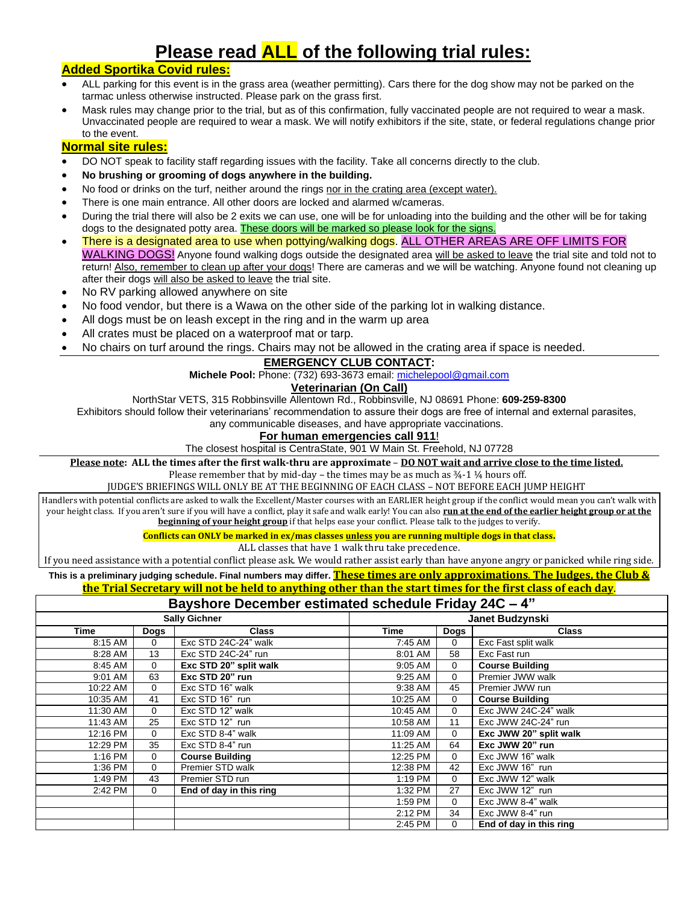# Please read **ALL** of the following trial rules:

## Added Sportika Covid rules:

- ALL parking for this event is in the grass area (weather permitting). Cars there for the dog show may not be parked on the tarmac unless otherwise instructed. Please park on the grass first.
- Mask rules may change prior to the trial, but as of this confirmation, fully vaccinated people are not required to wear a mask. Unvaccinated people are required to wear a mask. We will notify exhibitors if the site, state, or federal regulations change prior to the event.

## Normal site rules:

- DO NOT speak to facility staff regarding issues with the facility. Take all concerns directly to the club.
- **No brushing or grooming of dogs anywhere in the building.**
- No food or drinks on the turf, neither around the rings nor in the crating area (except water).
- There is one main entrance. All other doors are locked and alarmed w/cameras.
- During the trial there will also be 2 exits we can use, one will be for unloading into the building and the other will be for taking dogs to the designated potty area. These doors will be marked so please look for the signs.
- There is a designated area to use when pottying/walking dogs. ALL OTHER AREAS ARE OFF LIMITS FOR WALKING DOGS! Anyone found walking dogs outside the designated area will be asked to leave the trial site and told not to return! Also, remember to clean up after your dogs! There are cameras and we will be watching. Anyone found not cleaning up after their dogs will also be asked to leave the trial site.
- No RV parking allowed anywhere on site
- No food vendor, but there is a Wawa on the other side of the parking lot in walking distance.
- All dogs must be on leash except in the ring and in the warm up area
- All crates must be placed on a waterproof mat or tarp.
- No chairs on turf around the rings. Chairs may not be allowed in the crating area if space is needed.

**EMERGENCY CLUB CONTACT:**

**Michele Pool:** Phone: (732) 693-3673 email: michelepool@gmail.com

**Veterinarian (On Call)**

NorthStar VETS, 315 Robbinsville Allentown Rd., Robbinsville, NJ 08691 Phone: **609-259-8300**

Exhibitors should follow their veterinarians' recommendation to assure their dogs are free of internal and external parasites, any communicable diseases, and have appropriate vaccinations.

**For human emergencies call 911!**

The closest hospital is CentraState, 901 W Main St. Freehold, NJ 07728

**Please note: ALL the times after the first walk-thru are approximate – DO NOT wait and arrive close to the time listed.**

Please remember that by mid-day – the times may be as much as ¾-1 ¼ hours off.

JUDGE'S BRIEFINGS WILL ONLY BE AT THE BEGINNING OF EACH CLASS – NOT BEFORE EACH JUMP HEIGHT

Handlers with potential conflicts are asked to walk the Excellent/Master courses with an EARLIER height group if the conflict would mean you can't walk with your height class. If you aren't sure if you will have a conflict, play it safe and walk early! You can also **run at the end of the earlier height group or at the beginning of your height group** if that helps ease your conflict. Please talk to the judges to verify.

**Conflicts can ONLY be marked in ex/mas classes unless you are running multiple dogs in that class.**

ALL classes that have 1 walk thru take precedence.

If you need assistance with a potential conflict please ask. We would rather assist early than have anyone angry or panicked while ring side.

**This is a preliminary judging schedule. Final numbers may differ. These times are only approximations. The Judges, the Club & the Trial Secretary will not be held to anything other than the start times for the first class of each day.**

| Bayshore December estimated schedule Friday 24C – 4" | | | | | |
|---|---|---|---|---|---|
| **Sally Gichner** | | | **Janet Budzynski** | | |
| **Time** | **Dogs** | **Class** | **Time** | **Dogs** | **Class** |
| 8:15 AM | 0 | Exc STD 24C-24" walk | 7:45 AM | 0 | Exc Fast split walk |
| 8:28 AM | 13 | Exc STD 24C-24" run | 8:01 AM | 58 | Exc Fast run |
| 8:45 AM | 0 | **Exc STD 20" split walk** | 9:05 AM | 0 | **Course Building** |
| 9:01 AM | 63 | **Exc STD 20" run** | 9:25 AM | 0 | Premier JWW walk |
| 10:22 AM | 0 | Exc STD 16" walk | 9:38 AM | 45 | Premier JWW run |
| 10:35 AM | 41 | Exc STD 16" run | 10:25 AM | 0 | **Course Building** |
| 11:30 AM | 0 | Exc STD 12" walk | 10:45 AM | 0 | Exc JWW 24C-24" walk |
| 11:43 AM | 25 | Exc STD 12" run | 10:58 AM | 11 | Exc JWW 24C-24" run |
| 12:16 PM | 0 | Exc STD 8-4" walk | 11:09 AM | 0 | **Exc JWW 20" split walk** |
| 12:29 PM | 35 | Exc STD 8-4" run | 11:25 AM | 64 | **Exc JWW 20" run** |
| 1:16 PM | 0 | **Course Building** | 12:25 PM | 0 | Exc JWW 16" walk |
| 1:36 PM | 0 | Premier STD walk | 12:38 PM | 42 | Exc JWW 16" run |
| 1:49 PM | 43 | Premier STD run | 1:19 PM | 0 | Exc JWW 12" walk |
| 2:42 PM | 0 | **End of day in this ring** | 1:32 PM | 27 | Exc JWW 12" run |
| | | | 1:59 PM | 0 | Exc JWW 8-4" walk |
| | | | 2:12 PM | 34 | Exc JWW 8-4" run |
| | | | 2:45 PM | 0 | **End of day in this ring** |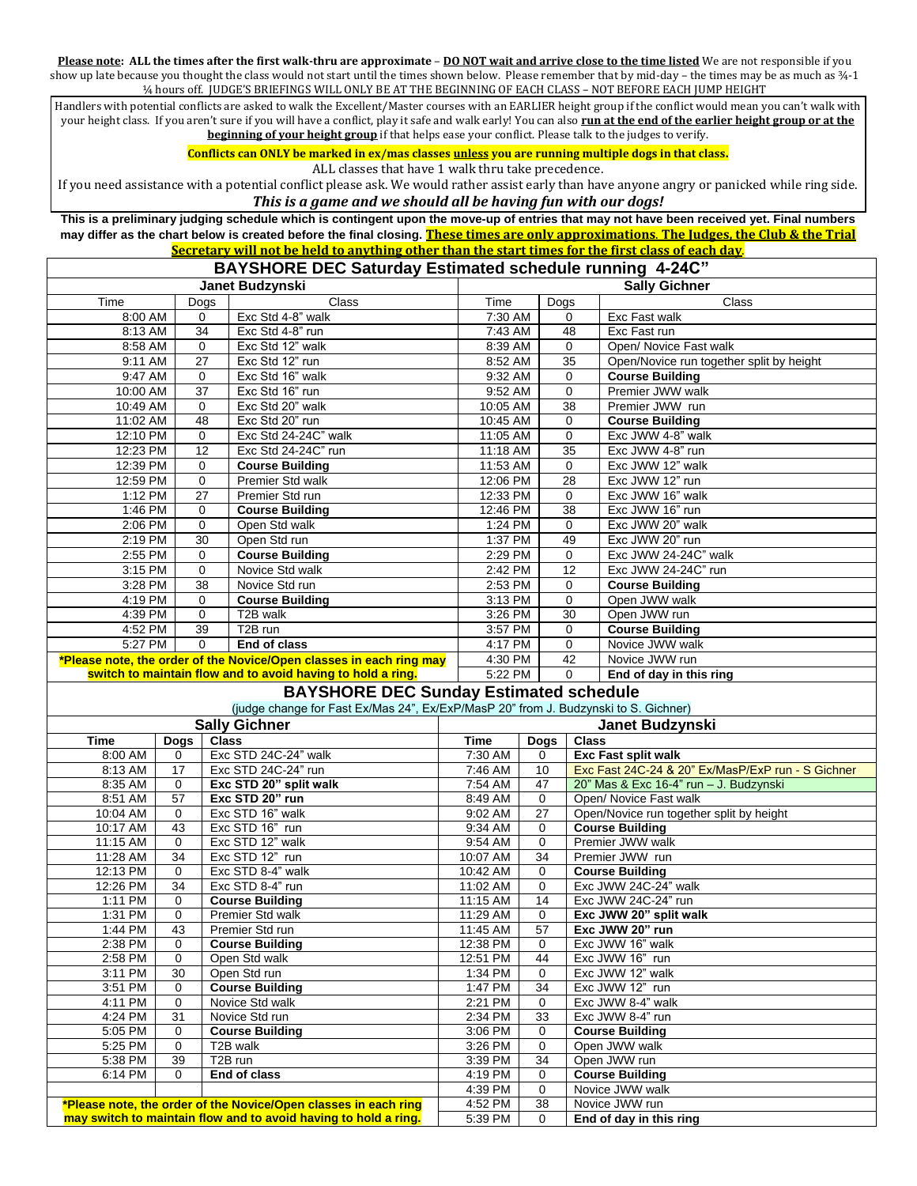**Please note: ALL the times after the first walk-thru are approximate** – **DO NOT wait and arrive close to the time listed** We are not responsible if you show up late because you thought the class would not start until the times shown below. Please remember that by mid-day – the times may be as much as ¾-1 ¼ hours off. JUDGE'S BRIEFINGS WILL ONLY BE AT THE BEGINNING OF EACH CLASS – NOT BEFORE EACH JUMP HEIGHT

Handlers with potential conflicts are asked to walk the Excellent/Master courses with an EARLIER height group if the conflict would mean you can't walk with your height class. If you aren't sure if you will have a conflict, play it safe and walk early! You can also **run at the end of the earlier height group or at the beginning of your height group** if that helps ease your conflict. Please talk to the judges to verify.

**Conflicts can ONLY be marked in ex/mas classes unless you are running multiple dogs in that class.**

ALL classes that have 1 walk thru take precedence.

If you need assistance with a potential conflict please ask. We would rather assist early than have anyone angry or panicked while ring side.

***This is a game and we should all be having fun with our dogs!***

**This is a preliminary judging schedule which is contingent upon the move-up of entries that may not have been received yet. Final numbers may differ as the chart below is created before the final closing. These times are only approximations. The Judges, the Club & the Trial Secretary will not be held to anything other than the start times for the first class of each day.**

## BAYSHORE DEC Saturday Estimated schedule running 4-24C"

| Janet Budzynski | | | Sally Gichner | | |
|---|---|---|---|---|---|
| Time | Dogs | Class | Time | Dogs | Class |
| 8:00 AM | 0 | Exc Std 4-8" walk | 7:30 AM | 0 | Exc Fast walk |
| 8:13 AM | 34 | Exc Std 4-8" run | 7:43 AM | 48 | Exc Fast run |
| 8:58 AM | 0 | Exc Std 12" walk | 8:39 AM | 0 | Open/ Novice Fast walk |
| 9:11 AM | 27 | Exc Std 12" run | 8:52 AM | 35 | Open/Novice run together split by height |
| 9:47 AM | 0 | Exc Std 16" walk | 9:32 AM | 0 | **Course Building** |
| 10:00 AM | 37 | Exc Std 16" run | 9:52 AM | 0 | Premier JWW walk |
| 10:49 AM | 0 | Exc Std 20" walk | 10:05 AM | 38 | Premier JWW run |
| 11:02 AM | 48 | Exc Std 20" run | 10:45 AM | 0 | **Course Building** |
| 12:10 PM | 0 | Exc Std 24-24C" walk | 11:05 AM | 0 | Exc JWW 4-8" walk |
| 12:23 PM | 12 | Exc Std 24-24C" run | 11:18 AM | 35 | Exc JWW 4-8" run |
| 12:39 PM | 0 | **Course Building** | 11:53 AM | 0 | Exc JWW 12" walk |
| 12:59 PM | 0 | Premier Std walk | 12:06 PM | 28 | Exc JWW 12" run |
| 1:12 PM | 27 | Premier Std run | 12:33 PM | 0 | Exc JWW 16" walk |
| 1:46 PM | 0 | **Course Building** | 12:46 PM | 38 | Exc JWW 16" run |
| 2:06 PM | 0 | Open Std walk | 1:24 PM | 0 | Exc JWW 20" walk |
| 2:19 PM | 30 | Open Std run | 1:37 PM | 49 | Exc JWW 20" run |
| 2:55 PM | 0 | **Course Building** | 2:29 PM | 0 | Exc JWW 24-24C" walk |
| 3:15 PM | 0 | Novice Std walk | 2:42 PM | 12 | Exc JWW 24-24C" run |
| 3:28 PM | 38 | Novice Std run | 2:53 PM | 0 | **Course Building** |
| 4:19 PM | 0 | **Course Building** | 3:13 PM | 0 | Open JWW walk |
| 4:39 PM | 0 | T2B walk | 3:26 PM | 30 | Open JWW run |
| 4:52 PM | 39 | T2B run | 3:57 PM | 0 | **Course Building** |
| 5:27 PM | 0 | **End of class** | 4:17 PM | 0 | Novice JWW walk |
| **\*Please note, the order of the Novice/Open classes in each ring may switch to maintain flow and to avoid having to hold a ring.** | | | 4:30 PM | 42 | Novice JWW run |
| | | | 5:22 PM | 0 | **End of day in this ring** |

## BAYSHORE DEC Sunday Estimated schedule

(judge change for Fast Ex/Mas 24", Ex/ExP/MasP 20" from J. Budzynski to S. Gichner)

| Sally Gichner | | | Janet Budzynski | | |
|---|---|---|---|---|---|
| **Time** | **Dogs** | **Class** | **Time** | **Dogs** | **Class** |
| 8:00 AM | 0 | Exc STD 24C-24" walk | 7:30 AM | 0 | **Exc Fast split walk** |
| 8:13 AM | 17 | Exc STD 24C-24" run | 7:46 AM | 10 | Exc Fast 24C-24 & 20" Ex/MasP/ExP run - S Gichner |
| 8:35 AM | 0 | **Exc STD 20" split walk** | 7:54 AM | 47 | 20" Mas & Exc 16-4" run – J. Budzynski |
| 8:51 AM | 57 | **Exc STD 20" run** | 8:49 AM | 0 | Open/ Novice Fast walk |
| 10:04 AM | 0 | Exc STD 16" walk | 9:02 AM | 27 | Open/Novice run together split by height |
| 10:17 AM | 43 | Exc STD 16" run | 9:34 AM | 0 | **Course Building** |
| 11:15 AM | 0 | Exc STD 12" walk | 9:54 AM | 0 | Premier JWW walk |
| 11:28 AM | 34 | Exc STD 12" run | 10:07 AM | 34 | Premier JWW run |
| 12:13 PM | 0 | Exc STD 8-4" walk | 10:42 AM | 0 | **Course Building** |
| 12:26 PM | 34 | Exc STD 8-4" run | 11:02 AM | 0 | Exc JWW 24C-24" walk |
| 1:11 PM | 0 | **Course Building** | 11:15 AM | 14 | Exc JWW 24C-24" run |
| 1:31 PM | 0 | Premier Std walk | 11:29 AM | 0 | **Exc JWW 20" split walk** |
| 1:44 PM | 43 | Premier Std run | 11:45 AM | 57 | **Exc JWW 20" run** |
| 2:38 PM | 0 | **Course Building** | 12:38 PM | 0 | Exc JWW 16" walk |
| 2:58 PM | 0 | Open Std walk | 12:51 PM | 44 | Exc JWW 16" run |
| 3:11 PM | 30 | Open Std run | 1:34 PM | 0 | Exc JWW 12" walk |
| 3:51 PM | 0 | **Course Building** | 1:47 PM | 34 | Exc JWW 12" run |
| 4:11 PM | 0 | Novice Std walk | 2:21 PM | 0 | Exc JWW 8-4" walk |
| 4:24 PM | 31 | Novice Std run | 2:34 PM | 33 | Exc JWW 8-4" run |
| 5:05 PM | 0 | **Course Building** | 3:06 PM | 0 | **Course Building** |
| 5:25 PM | 0 | T2B walk | 3:26 PM | 0 | Open JWW walk |
| 5:38 PM | 39 | T2B run | 3:39 PM | 34 | Open JWW run |
| 6:14 PM | 0 | **End of class** | 4:19 PM | 0 | **Course Building** |
| | | | 4:39 PM | 0 | Novice JWW walk |
| **\*Please note, the order of the Novice/Open classes in each ring may switch to maintain flow and to avoid having to hold a ring.** | | | 4:52 PM | 38 | Novice JWW run |
| | | | 5:39 PM | 0 | **End of day in this ring** |